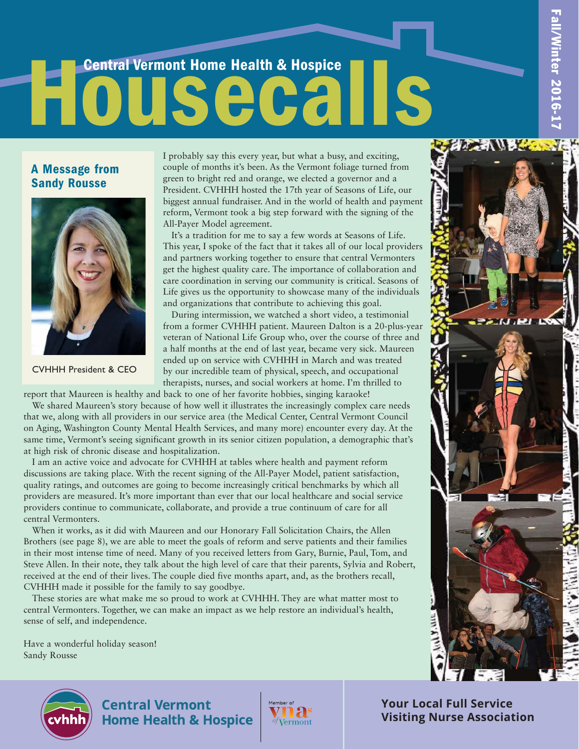# Central Vermont Home Health & Hospice Housecalls

Fall/Winter 2016-17

## A Message from Sandy Rousse

CVHHH President & CEO

I probably say this every year, but what a busy, and exciting, couple of months it's been. As the Vermont foliage turned from green to bright red and orange, we elected a governor and a President. CVHHH hosted the 17th year of Seasons of Life, our biggest annual fundraiser. And in the world of health and payment reform, Vermont took a big step forward with the signing of the All-Payer Model agreement.

It's a tradition for me to say a few words at Seasons of Life. This year, I spoke of the fact that it takes all of our local providers and partners working together to ensure that central Vermonters get the highest quality care. The importance of collaboration and care coordination in serving our community is critical. Seasons of Life gives us the opportunity to showcase many of the individuals and organizations that contribute to achieving this goal.

During intermission, we watched a short video, a testimonial from a former CVHHH patient. Maureen Dalton is a 20-plus-year veteran of National Life Group who, over the course of three and a half months at the end of last year, became very sick. Maureen ended up on service with CVHHH in March and was treated by our incredible team of physical, speech, and occupational therapists, nurses, and social workers at home. I'm thrilled to report that Maureen is healthy and back to one of her favorite hobbies, singing karaoke!

We shared Maureen's story because of how well it illustrates the increasingly complex care needs that we, along with all providers in our service area (the Medical Center, Central Vermont Council on Aging, Washington County Mental Health Services, and many more) encounter every day. At the same time, Vermont's seeing significant growth in its senior citizen population, a demographic that's at high risk of chronic disease and hospitalization.

I am an active voice and advocate for CVHHH at tables where health and payment reform discussions are taking place. With the recent signing of the All-Payer Model, patient satisfaction, quality ratings, and outcomes are going to become increasingly critical benchmarks by which all providers are measured. It's more important than ever that our local healthcare and social service providers continue to communicate, collaborate, and provide a true continuum of care for all central Vermonters.

When it works, as it did with Maureen and our Honorary Fall Solicitation Chairs, the Allen Brothers (see page 8), we are able to meet the goals of reform and serve patients and their families in their most intense time of need. Many of you received letters from Gary, Burnie, Paul, Tom, and Steve Allen. In their note, they talk about the high level of care that their parents, Sylvia and Robert, received at the end of their lives. The couple died five months apart, and, as the brothers recall, CVHHH made it possible for the family to say goodbye.

These stories are what make me so proud to work at CVHHH. They are what matter most to central Vermonters. Together, we can make an impact as we help restore an individual's health, sense of self, and independence.

Have a wonderful holiday season!
Sandy Rousse

**Central Vermont Home Health & Hospice**

Member of VNAs of Vermont

**Your Local Full Service Visiting Nurse Association**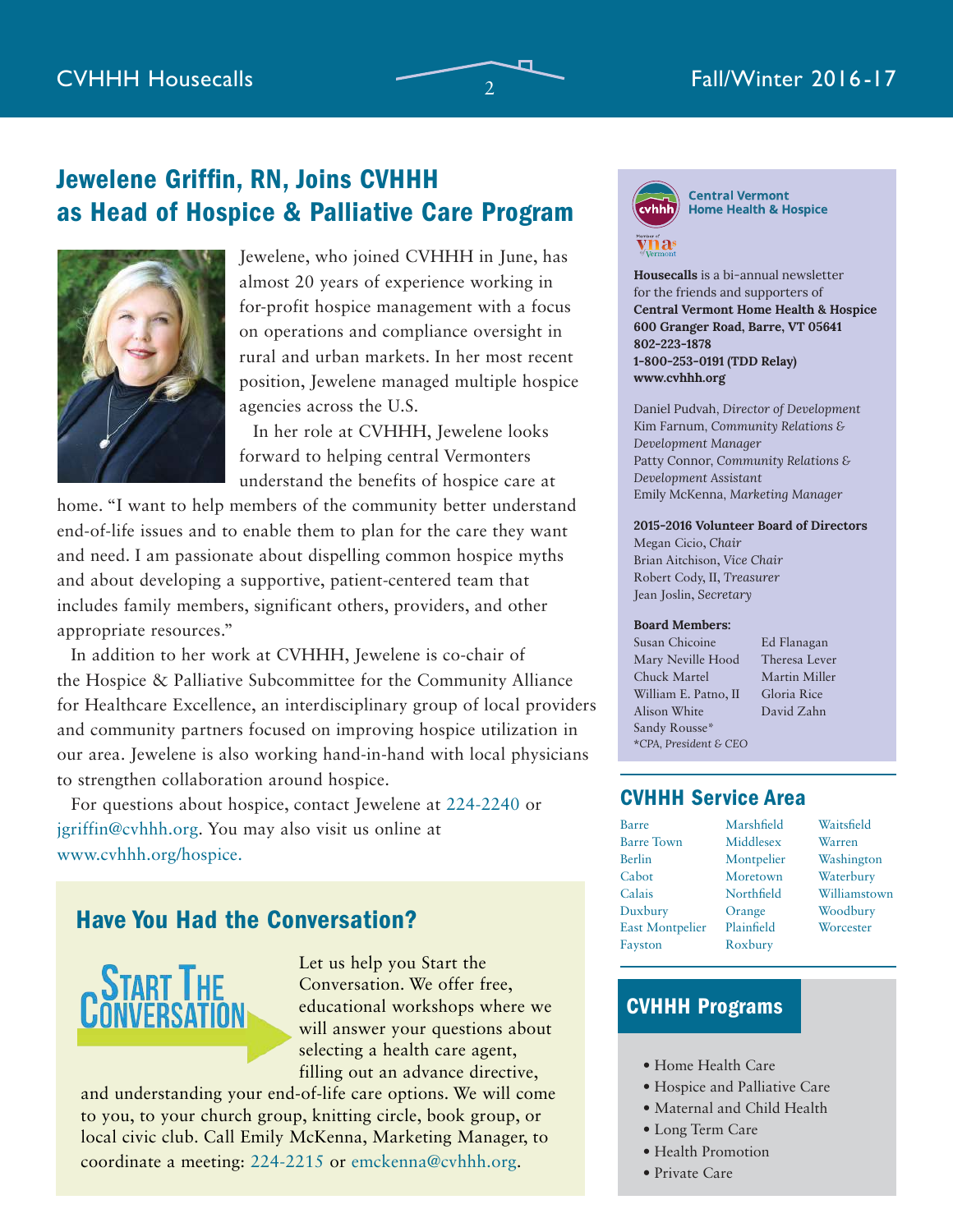## Jewelene Griffin, RN, Joins CVHHH as Head of Hospice & Palliative Care Program

Jewelene, who joined CVHHH in June, has almost 20 years of experience working in for-profit hospice management with a focus on operations and compliance oversight in rural and urban markets. In her most recent position, Jewelene managed multiple hospice agencies across the U.S.

In her role at CVHHH, Jewelene looks forward to helping central Vermonters understand the benefits of hospice care at home. "I want to help members of the community better understand end-of-life issues and to enable them to plan for the care they want and need. I am passionate about dispelling common hospice myths and about developing a supportive, patient-centered team that includes family members, significant others, providers, and other appropriate resources."

In addition to her work at CVHHH, Jewelene is co-chair of the Hospice & Palliative Subcommittee for the Community Alliance for Healthcare Excellence, an interdisciplinary group of local providers and community partners focused on improving hospice utilization in our area. Jewelene is also working hand-in-hand with local physicians to strengthen collaboration around hospice.

For questions about hospice, contact Jewelene at 224-2240 or jgriffin@cvhhh.org. You may also visit us online at www.cvhhh.org/hospice.

## Have You Had the Conversation?

START THE CONVERSATION

Let us help you Start the Conversation. We offer free, educational workshops where we will answer your questions about selecting a health care agent, filling out an advance directive, and understanding your end-of-life care options. We will come to you, to your church group, knitting circle, book group, or local civic club. Call Emily McKenna, Marketing Manager, to coordinate a meeting: 224-2215 or emckenna@cvhhh.org.

---

**Central Vermont Home Health & Hospice**

Member of vnas of Vermont

**Housecalls** is a bi-annual newsletter for the friends and supporters of **Central Vermont Home Health & Hospice**
**600 Granger Road, Barre, VT 05641**
**802-223-1878**
**1-800-253-0191 (TDD Relay)**
**www.cvhhh.org**

Daniel Pudvah, *Director of Development*
Kim Farnum, *Community Relations & Development Manager*
Patty Connor, *Community Relations & Development Assistant*
Emily McKenna, *Marketing Manager*

**2015-2016 Volunteer Board of Directors**
Megan Cicio, *Chair*
Brian Aitchison, *Vice Chair*
Robert Cody, II, *Treasurer*
Jean Joslin, *Secretary*

**Board Members:**
Susan Chicoine
Mary Neville Hood
Chuck Martel
William E. Patno, II
Alison White
Sandy Rousse*
Ed Flanagan
Theresa Lever
Martin Miller
Gloria Rice
David Zahn

*CPA, President & CEO

## CVHHH Service Area

Barre, Barre Town, Berlin, Cabot, Calais, Duxbury, East Montpelier, Fayston, Marshfield, Middlesex, Montpelier, Moretown, Northfield, Orange, Plainfield, Roxbury, Waitsfield, Warren, Washington, Waterbury, Williamstown, Woodbury, Worcester

## CVHHH Programs

- Home Health Care
- Hospice and Palliative Care
- Maternal and Child Health
- Long Term Care
- Health Promotion
- Private Care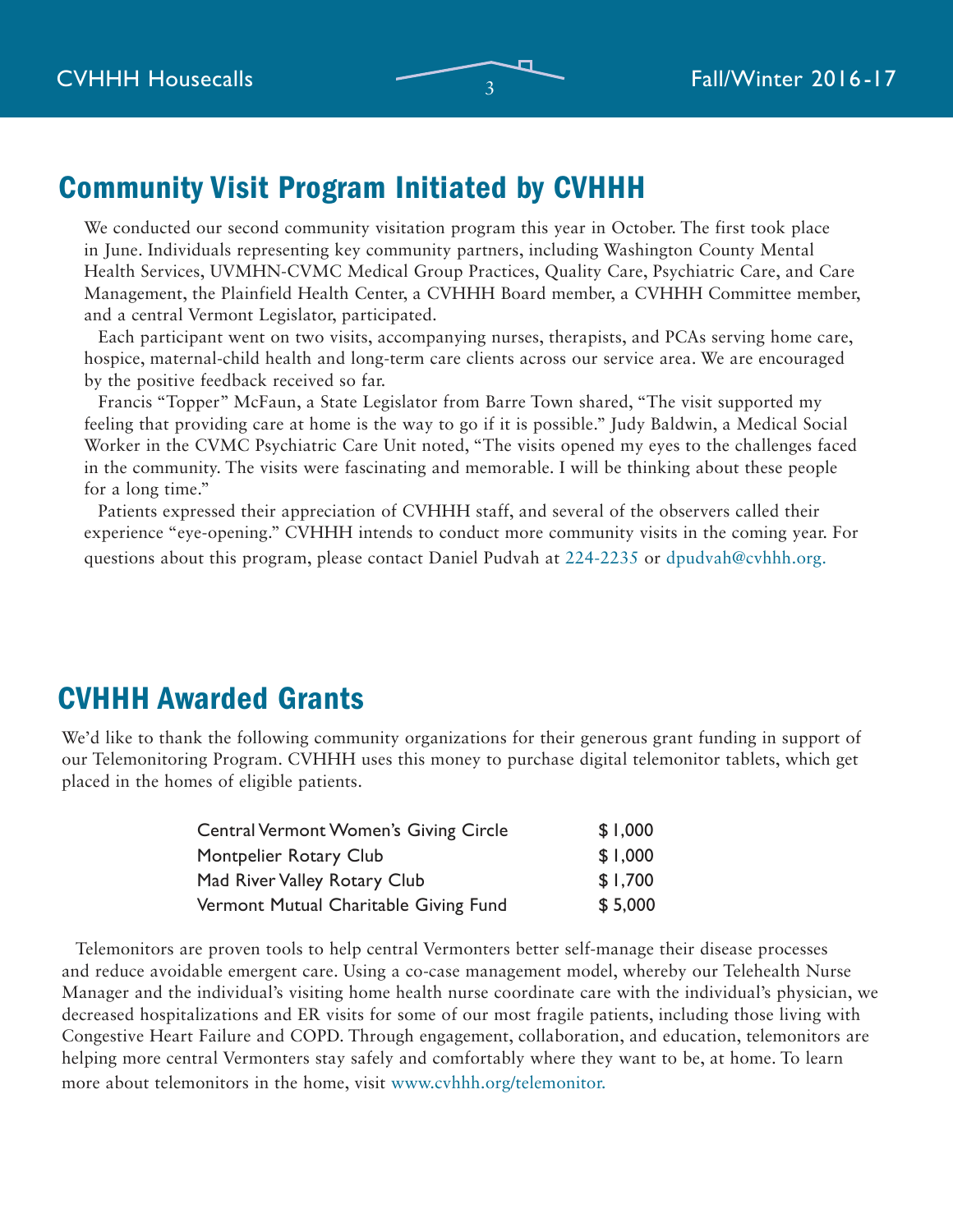## Community Visit Program Initiated by CVHHH

We conducted our second community visitation program this year in October. The first took place in June. Individuals representing key community partners, including Washington County Mental Health Services, UVMHN-CVMC Medical Group Practices, Quality Care, Psychiatric Care, and Care Management, the Plainfield Health Center, a CVHHH Board member, a CVHHH Committee member, and a central Vermont Legislator, participated.

Each participant went on two visits, accompanying nurses, therapists, and PCAs serving home care, hospice, maternal-child health and long-term care clients across our service area. We are encouraged by the positive feedback received so far.

Francis "Topper" McFaun, a State Legislator from Barre Town shared, "The visit supported my feeling that providing care at home is the way to go if it is possible." Judy Baldwin, a Medical Social Worker in the CVMC Psychiatric Care Unit noted, "The visits opened my eyes to the challenges faced in the community. The visits were fascinating and memorable. I will be thinking about these people for a long time."

Patients expressed their appreciation of CVHHH staff, and several of the observers called their experience "eye-opening." CVHHH intends to conduct more community visits in the coming year. For questions about this program, please contact Daniel Pudvah at 224-2235 or dpudvah@cvhhh.org.

## CVHHH Awarded Grants

We'd like to thank the following community organizations for their generous grant funding in support of our Telemonitoring Program. CVHHH uses this money to purchase digital telemonitor tablets, which get placed in the homes of eligible patients.

| Organization | Amount |
|---|---|
| Central Vermont Women's Giving Circle | $ 1,000 |
| Montpelier Rotary Club | $ 1,000 |
| Mad River Valley Rotary Club | $ 1,700 |
| Vermont Mutual Charitable Giving Fund | $ 5,000 |

Telemonitors are proven tools to help central Vermonters better self-manage their disease processes and reduce avoidable emergent care. Using a co-case management model, whereby our Telehealth Nurse Manager and the individual's visiting home health nurse coordinate care with the individual's physician, we decreased hospitalizations and ER visits for some of our most fragile patients, including those living with Congestive Heart Failure and COPD. Through engagement, collaboration, and education, telemonitors are helping more central Vermonters stay safely and comfortably where they want to be, at home. To learn more about telemonitors in the home, visit www.cvhhh.org/telemonitor.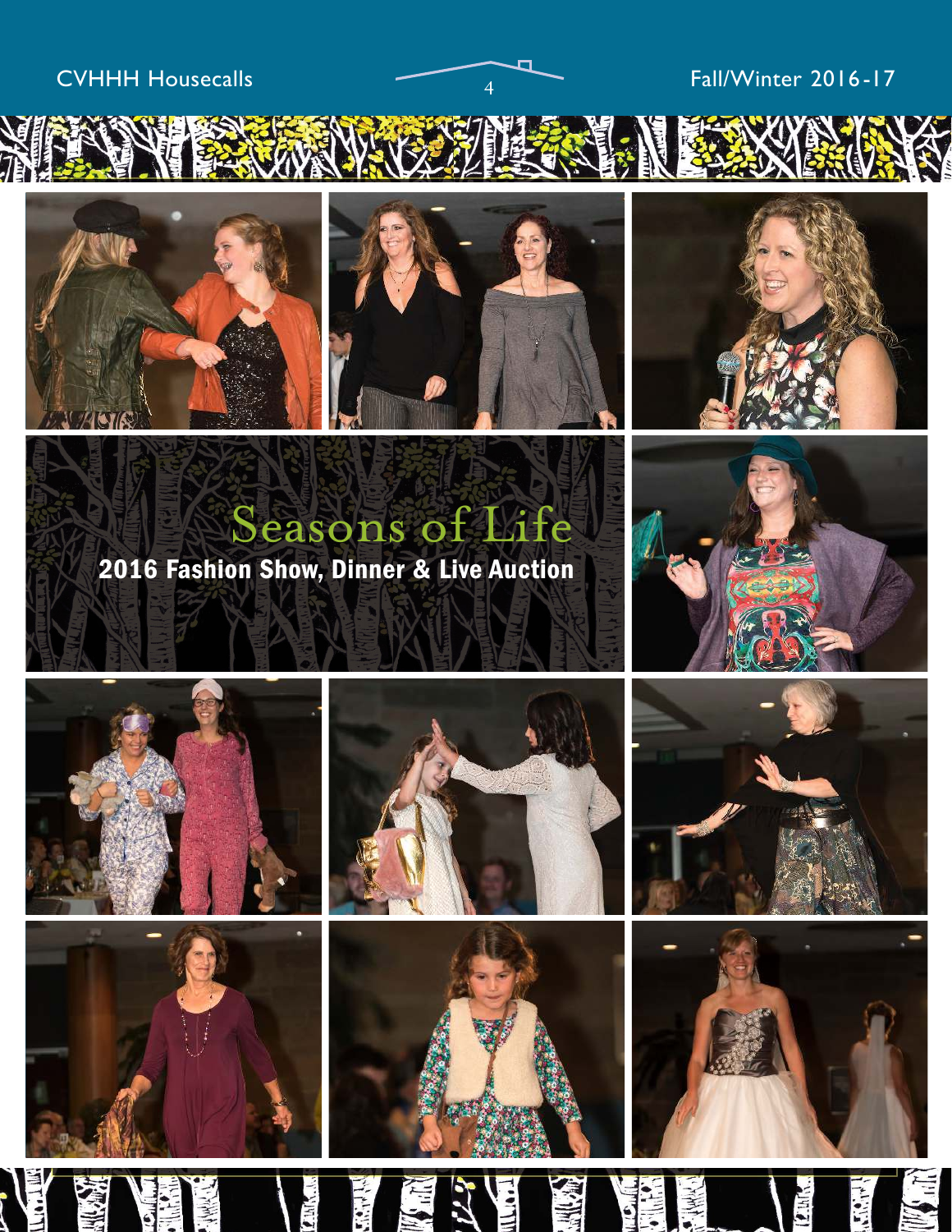# Seasons of Life

## 2016 Fashion Show, Dinner & Live Auction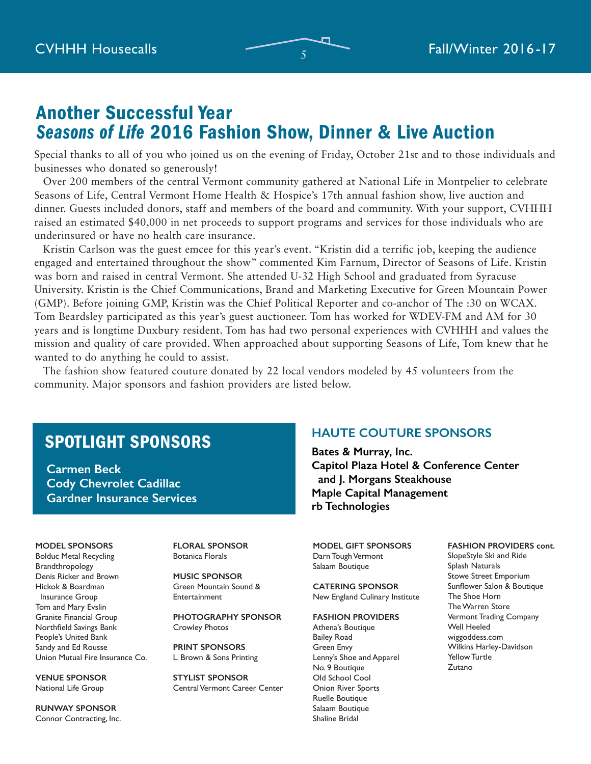# Another Successful Year
## *Seasons of Life* 2016 Fashion Show, Dinner & Live Auction

Special thanks to all of you who joined us on the evening of Friday, October 21st and to those individuals and businesses who donated so generously!

Over 200 members of the central Vermont community gathered at National Life in Montpelier to celebrate Seasons of Life, Central Vermont Home Health & Hospice's 17th annual fashion show, live auction and dinner. Guests included donors, staff and members of the board and community. With your support, CVHHH raised an estimated $40,000 in net proceeds to support programs and services for those individuals who are underinsured or have no health care insurance.

Kristin Carlson was the guest emcee for this year's event. "Kristin did a terrific job, keeping the audience engaged and entertained throughout the show" commented Kim Farnum, Director of Seasons of Life. Kristin was born and raised in central Vermont. She attended U-32 High School and graduated from Syracuse University. Kristin is the Chief Communications, Brand and Marketing Executive for Green Mountain Power (GMP). Before joining GMP, Kristin was the Chief Political Reporter and co-anchor of The :30 on WCAX. Tom Beardsley participated as this year's guest auctioneer. Tom has worked for WDEV-FM and AM for 30 years and is longtime Duxbury resident. Tom has had two personal experiences with CVHHH and values the mission and quality of care provided. When approached about supporting Seasons of Life, Tom knew that he wanted to do anything he could to assist.

The fashion show featured couture donated by 22 local vendors modeled by 45 volunteers from the community. Major sponsors and fashion providers are listed below.

## SPOTLIGHT SPONSORS

**Carmen Beck**
**Cody Chevrolet Cadillac**
**Gardner Insurance Services**

## HAUTE COUTURE SPONSORS

**Bates & Murray, Inc.**
**Capitol Plaza Hotel & Conference Center and J. Morgans Steakhouse**
**Maple Capital Management**
**rb Technologies**

**MODEL SPONSORS**
Bolduc Metal Recycling
Brandthropology
Denis Ricker and Brown
Hickok & Boardman Insurance Group
Tom and Mary Evslin
Granite Financial Group
Northfield Savings Bank
People's United Bank
Sandy and Ed Rousse
Union Mutual Fire Insurance Co.

**VENUE SPONSOR**
National Life Group

**RUNWAY SPONSOR**
Connor Contracting, Inc.

**FLORAL SPONSOR**
Botanica Florals

**MUSIC SPONSOR**
Green Mountain Sound & Entertainment

**PHOTOGRAPHY SPONSOR**
Crowley Photos

**PRINT SPONSORS**
L. Brown & Sons Printing

**STYLIST SPONSOR**
Central Vermont Career Center

**MODEL GIFT SPONSORS**
Darn Tough Vermont
Salaam Boutique

**CATERING SPONSOR**
New England Culinary Institute

**FASHION PROVIDERS**
Athena's Boutique
Bailey Road
Green Envy
Lenny's Shoe and Apparel
No. 9 Boutique
Old School Cool
Onion River Sports
Ruelle Boutique
Salaam Boutique
Shaline Bridal

**FASHION PROVIDERS cont.**
SlopeStyle Ski and Ride
Splash Naturals
Stowe Street Emporium
Sunflower Salon & Boutique
The Shoe Horn
The Warren Store
Vermont Trading Company
Well Heeled
wiggoddess.com
Wilkins Harley-Davidson
Yellow Turtle
Zutano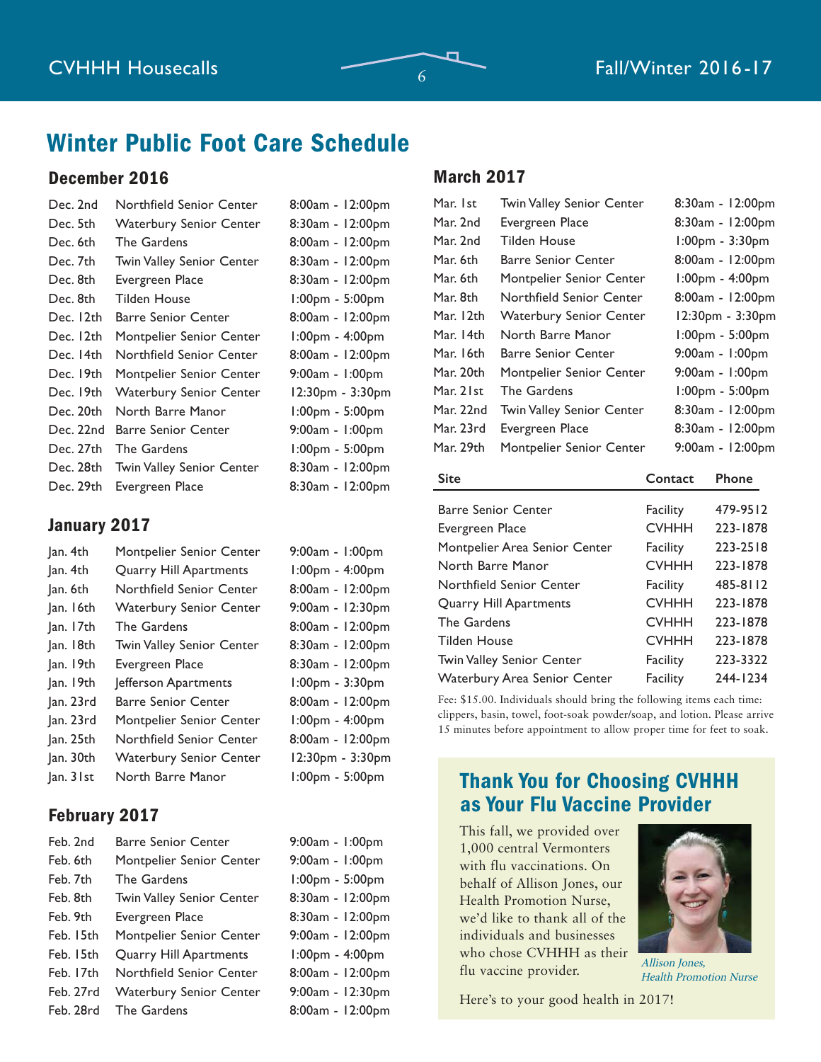# Winter Public Foot Care Schedule

## December 2016

| Date | Site | Time |
|---|---|---|
| Dec. 2nd | Northfield Senior Center | 8:00am - 12:00pm |
| Dec. 5th | Waterbury Senior Center | 8:30am - 12:00pm |
| Dec. 6th | The Gardens | 8:00am - 12:00pm |
| Dec. 7th | Twin Valley Senior Center | 8:30am - 12:00pm |
| Dec. 8th | Evergreen Place | 8:30am - 12:00pm |
| Dec. 8th | Tilden House | 1:00pm - 5:00pm |
| Dec. 12th | Barre Senior Center | 8:00am - 12:00pm |
| Dec. 12th | Montpelier Senior Center | 1:00pm - 4:00pm |
| Dec. 14th | Northfield Senior Center | 8:00am - 12:00pm |
| Dec. 19th | Montpelier Senior Center | 9:00am - 1:00pm |
| Dec. 19th | Waterbury Senior Center | 12:30pm - 3:30pm |
| Dec. 20th | North Barre Manor | 1:00pm - 5:00pm |
| Dec. 22nd | Barre Senior Center | 9:00am - 1:00pm |
| Dec. 27th | The Gardens | 1:00pm - 5:00pm |
| Dec. 28th | Twin Valley Senior Center | 8:30am - 12:00pm |
| Dec. 29th | Evergreen Place | 8:30am - 12:00pm |

## January 2017

| Date | Site | Time |
|---|---|---|
| Jan. 4th | Montpelier Senior Center | 9:00am - 1:00pm |
| Jan. 4th | Quarry Hill Apartments | 1:00pm - 4:00pm |
| Jan. 6th | Northfield Senior Center | 8:00am - 12:00pm |
| Jan. 16th | Waterbury Senior Center | 9:00am - 12:30pm |
| Jan. 17th | The Gardens | 8:00am - 12:00pm |
| Jan. 18th | Twin Valley Senior Center | 8:30am - 12:00pm |
| Jan. 19th | Evergreen Place | 8:30am - 12:00pm |
| Jan. 19th | Jefferson Apartments | 1:00pm - 3:30pm |
| Jan. 23rd | Barre Senior Center | 8:00am - 12:00pm |
| Jan. 23rd | Montpelier Senior Center | 1:00pm - 4:00pm |
| Jan. 25th | Northfield Senior Center | 8:00am - 12:00pm |
| Jan. 30th | Waterbury Senior Center | 12:30pm - 3:30pm |
| Jan. 31st | North Barre Manor | 1:00pm - 5:00pm |

## February 2017

| Date | Site | Time |
|---|---|---|
| Feb. 2nd | Barre Senior Center | 9:00am - 1:00pm |
| Feb. 6th | Montpelier Senior Center | 9:00am - 1:00pm |
| Feb. 7th | The Gardens | 1:00pm - 5:00pm |
| Feb. 8th | Twin Valley Senior Center | 8:30am - 12:00pm |
| Feb. 9th | Evergreen Place | 8:30am - 12:00pm |
| Feb. 15th | Montpelier Senior Center | 9:00am - 12:00pm |
| Feb. 15th | Quarry Hill Apartments | 1:00pm - 4:00pm |
| Feb. 17th | Northfield Senior Center | 8:00am - 12:00pm |
| Feb. 27rd | Waterbury Senior Center | 9:00am - 12:30pm |
| Feb. 28rd | The Gardens | 8:00am - 12:00pm |

## March 2017

| Date | Site | Time |
|---|---|---|
| Mar. 1st | Twin Valley Senior Center | 8:30am - 12:00pm |
| Mar. 2nd | Evergreen Place | 8:30am - 12:00pm |
| Mar. 2nd | Tilden House | 1:00pm - 3:30pm |
| Mar. 6th | Barre Senior Center | 8:00am - 12:00pm |
| Mar. 6th | Montpelier Senior Center | 1:00pm - 4:00pm |
| Mar. 8th | Northfield Senior Center | 8:00am - 12:00pm |
| Mar. 12th | Waterbury Senior Center | 12:30pm - 3:30pm |
| Mar. 14th | North Barre Manor | 1:00pm - 5:00pm |
| Mar. 16th | Barre Senior Center | 9:00am - 1:00pm |
| Mar. 20th | Montpelier Senior Center | 9:00am - 1:00pm |
| Mar. 21st | The Gardens | 1:00pm - 5:00pm |
| Mar. 22nd | Twin Valley Senior Center | 8:30am - 12:00pm |
| Mar. 23rd | Evergreen Place | 8:30am - 12:00pm |
| Mar. 29th | Montpelier Senior Center | 9:00am - 12:00pm |

| Site | Contact | Phone |
|---|---|---|
| Barre Senior Center | Facility | 479-9512 |
| Evergreen Place | CVHHH | 223-1878 |
| Montpelier Area Senior Center | Facility | 223-2518 |
| North Barre Manor | CVHHH | 223-1878 |
| Northfield Senior Center | Facility | 485-8112 |
| Quarry Hill Apartments | CVHHH | 223-1878 |
| The Gardens | CVHHH | 223-1878 |
| Tilden House | CVHHH | 223-1878 |
| Twin Valley Senior Center | Facility | 223-3322 |
| Waterbury Area Senior Center | Facility | 244-1234 |

Fee: $15.00. Individuals should bring the following items each time: clippers, basin, towel, foot-soak powder/soap, and lotion. Please arrive 15 minutes before appointment to allow proper time for feet to soak.

## Thank You for Choosing CVHHH as Your Flu Vaccine Provider

This fall, we provided over 1,000 central Vermonters with flu vaccinations. On behalf of Allison Jones, our Health Promotion Nurse, we'd like to thank all of the individuals and businesses who chose CVHHH as their flu vaccine provider.

*Allison Jones, Health Promotion Nurse*

Here's to your good health in 2017!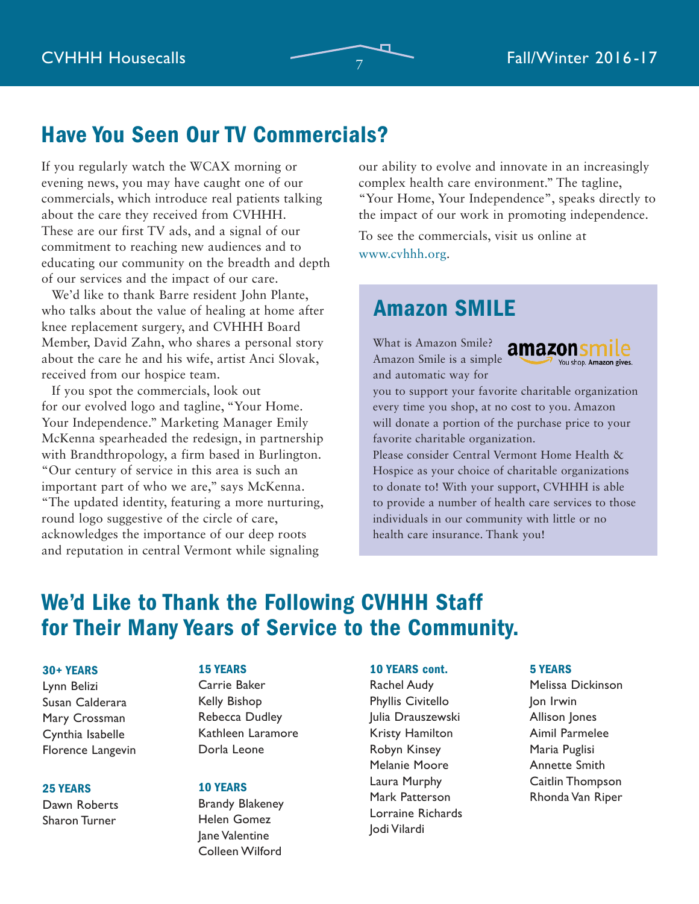## Have You Seen Our TV Commercials?

If you regularly watch the WCAX morning or evening news, you may have caught one of our commercials, which introduce real patients talking about the care they received from CVHHH. These are our first TV ads, and a signal of our commitment to reaching new audiences and to educating our community on the breadth and depth of our services and the impact of our care.

We'd like to thank Barre resident John Plante, who talks about the value of healing at home after knee replacement surgery, and CVHHH Board Member, David Zahn, who shares a personal story about the care he and his wife, artist Anci Slovak, received from our hospice team.

If you spot the commercials, look out for our evolved logo and tagline, "Your Home. Your Independence." Marketing Manager Emily McKenna spearheaded the redesign, in partnership with Brandthropology, a firm based in Burlington. "Our century of service in this area is such an important part of who we are," says McKenna. "The updated identity, featuring a more nurturing, round logo suggestive of the circle of care, acknowledges the importance of our deep roots and reputation in central Vermont while signaling our ability to evolve and innovate in an increasingly complex health care environment." The tagline, "Your Home, Your Independence", speaks directly to the impact of our work in promoting independence.

To see the commercials, visit us online at www.cvhhh.org.

## Amazon SMILE

amazonsmile — You shop. Amazon gives.

What is Amazon Smile? Amazon Smile is a simple and automatic way for you to support your favorite charitable organization every time you shop, at no cost to you. Amazon will donate a portion of the purchase price to your favorite charitable organization.

Please consider Central Vermont Home Health & Hospice as your choice of charitable organizations to donate to! With your support, CVHHH is able to provide a number of health care services to those individuals in our community with little or no health care insurance. Thank you!

## We'd Like to Thank the Following CVHHH Staff for Their Many Years of Service to the Community.

**30+ YEARS**
- Lynn Belizi
- Susan Calderara
- Mary Crossman
- Cynthia Isabelle
- Florence Langevin

**25 YEARS**
- Dawn Roberts
- Sharon Turner

**15 YEARS**
- Carrie Baker
- Kelly Bishop
- Rebecca Dudley
- Kathleen Laramore
- Dorla Leone

**10 YEARS**
- Brandy Blakeney
- Helen Gomez
- Jane Valentine
- Colleen Wilford

**10 YEARS cont.**
- Rachel Audy
- Phyllis Civitello
- Julia Drauszewski
- Kristy Hamilton
- Robyn Kinsey
- Melanie Moore
- Laura Murphy
- Mark Patterson
- Lorraine Richards
- Jodi Vilardi

**5 YEARS**
- Melissa Dickinson
- Jon Irwin
- Allison Jones
- Aimil Parmelee
- Maria Puglisi
- Annette Smith
- Caitlin Thompson
- Rhonda Van Riper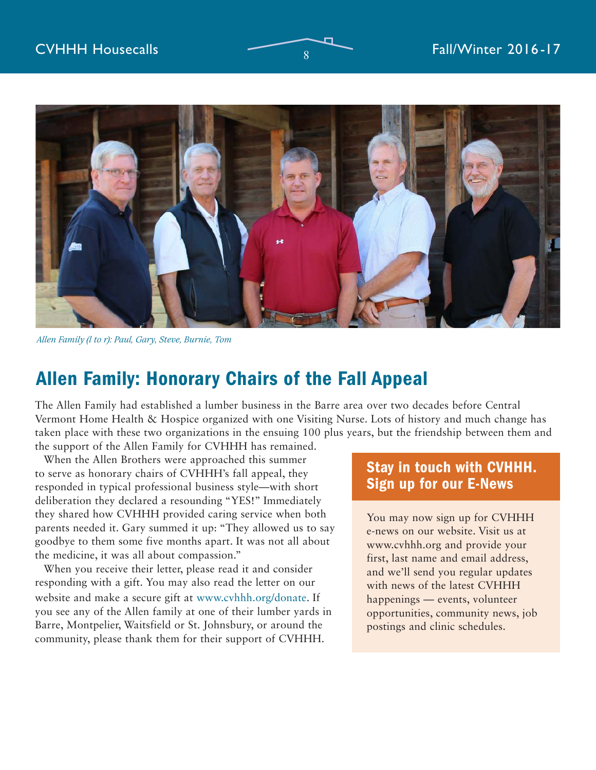*Allen Family (l to r): Paul, Gary, Steve, Burnie, Tom*

## Allen Family: Honorary Chairs of the Fall Appeal

The Allen Family had established a lumber business in the Barre area over two decades before Central Vermont Home Health & Hospice organized with one Visiting Nurse. Lots of history and much change has taken place with these two organizations in the ensuing 100 plus years, but the friendship between them and the support of the Allen Family for CVHHH has remained.

When the Allen Brothers were approached this summer to serve as honorary chairs of CVHHH's fall appeal, they responded in typical professional business style—with short deliberation they declared a resounding "YES!" Immediately they shared how CVHHH provided caring service when both parents needed it. Gary summed it up: "They allowed us to say goodbye to them some five months apart. It was not all about the medicine, it was all about compassion."

When you receive their letter, please read it and consider responding with a gift. You may also read the letter on our website and make a secure gift at www.cvhhh.org/donate. If you see any of the Allen family at one of their lumber yards in Barre, Montpelier, Waitsfield or St. Johnsbury, or around the community, please thank them for their support of CVHHH.

### Stay in touch with CVHHH. Sign up for our E-News

You may now sign up for CVHHH e-news on our website. Visit us at www.cvhhh.org and provide your first, last name and email address, and we'll send you regular updates with news of the latest CVHHH happenings — events, volunteer opportunities, community news, job postings and clinic schedules.